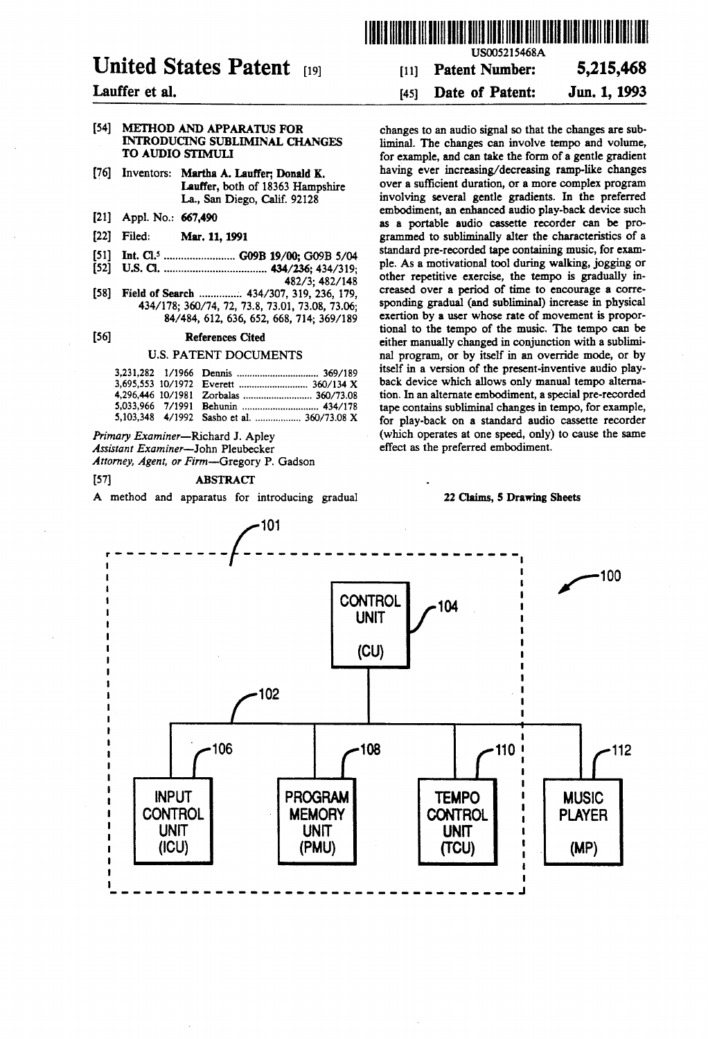# United States Patent [19]

**Lauffer et al.**

US005215468A

[11] **Patent Number: 5,215,468**

[45] **Date of Patent: Jun. 1, 1993**

[54] **METHOD AND APPARATUS FOR INTRODUCING SUBLIMINAL CHANGES TO AUDIO STIMULI**

[76] Inventors: **Martha A. Lauffer; Donald K. Lauffer**, both of 18363 Hampshire La., San Diego, Calif. 92128

[21] Appl. No.: **667,490**

[22] Filed: **Mar. 11, 1991**

[51] **Int. Cl.**[5] .......................... **G09B 19/00; G09B 5/04**

[52] **U.S. Cl.** .................................... **434/236**; 434/319; 482/3; 482/148

[58] **Field of Search** ............... 434/307, 319, 236, 179, 434/178; 360/74, 72, 73.8, 73.01, 73.08, 73.06; 84/484, 612, 636, 652, 668, 714; 369/189

[56] **References Cited**

U.S. PATENT DOCUMENTS

| | | | |
|---|---|---|---|
| 3,231,282 | 1/1966 | Dennis | 369/189 |
| 3,695,553 | 10/1972 | Everett | 360/134 X |
| 4,296,446 | 10/1981 | Zorbalas | 360/73.08 |
| 5,033,966 | 7/1991 | Behunin | 434/178 |
| 5,103,348 | 4/1992 | Sasho et al. | 360/73.08 X |

*Primary Examiner*—Richard J. Apley
*Assistant Examiner*—John Pleubecker
*Attorney, Agent, or Firm*—Gregory P. Gadson

[57] **ABSTRACT**

A method and apparatus for introducing gradual changes to an audio signal so that the changes are subliminal. The changes can involve tempo and volume, for example, and can take the form of a gentle gradient having ever increasing/decreasing ramp-like changes over a sufficient duration, or a more complex program involving several gentle gradients. In the preferred embodiment, an enhanced audio play-back device such as a portable audio cassette recorder can be programmed to subliminally alter the characteristics of a standard pre-recorded tape containing music, for example. As a motivational tool during walking, jogging or other repetitive exercise, the tempo is gradually increased over a period of time to encourage a corresponding gradual (and subliminal) increase in physical exertion by a user whose rate of movement is proportional to the tempo of the music. The tempo can be either manually changed in conjunction with a subliminal program, or by itself in an override mode, or by itself in a version of the present-inventive audio play-back device which allows only manual tempo alternation. In an alternate embodiment, a special pre-recorded tape contains subliminal changes in tempo, for example, for play-back on a standard audio cassette recorder (which operates at one speed, only) to cause the same effect as the preferred embodiment.

**22 Claims, 5 Drawing Sheets**

101, 100, CONTROL UNIT (CU) 104, 102, INPUT CONTROL UNIT (ICU) 106, PROGRAM MEMORY UNIT (PMU) 108, TEMPO CONTROL UNIT (TCU) 110, MUSIC PLAYER (MP) 112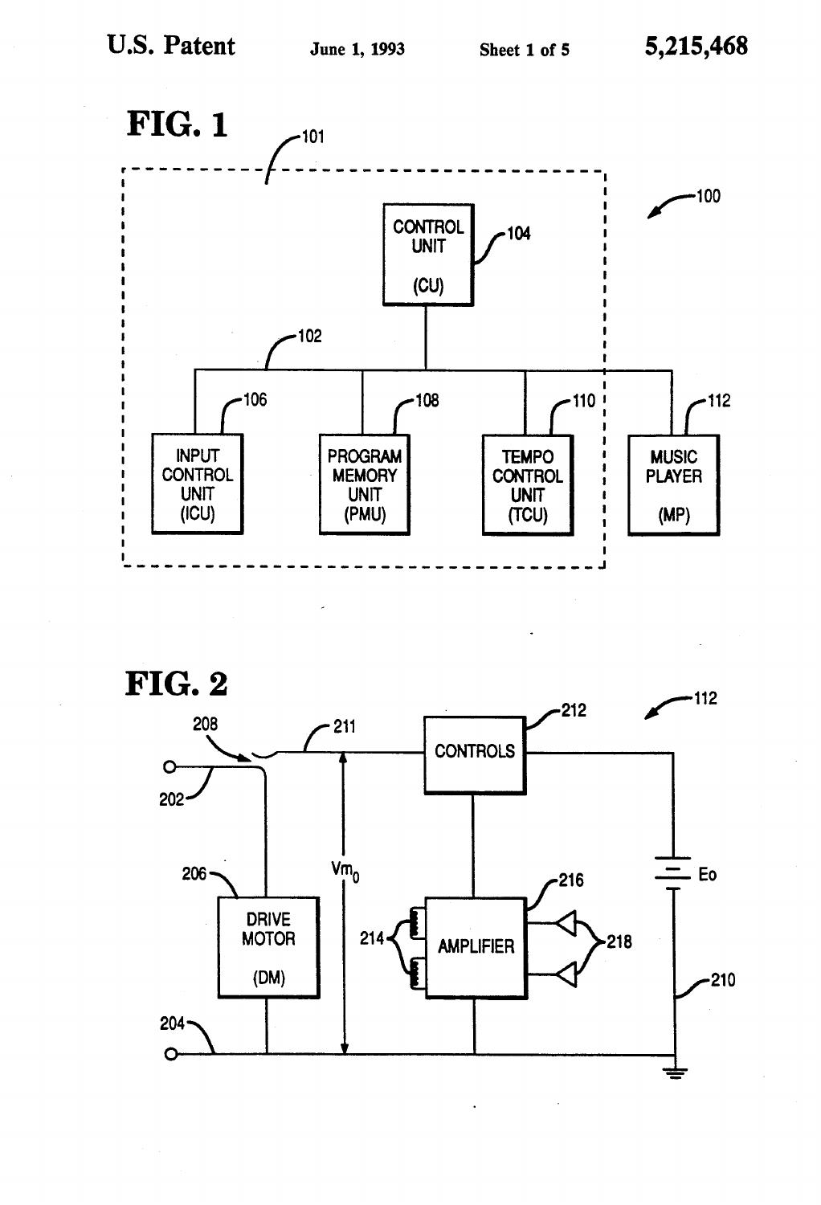**FIG. 1**

101, 100

CONTROL UNIT (CU) 104

102

INPUT CONTROL UNIT (ICU) 106

PROGRAM MEMORY UNIT (PMU) 108

TEMPO CONTROL UNIT (TCU) 110

MUSIC PLAYER (MP) 112

**FIG. 2**

112

208, 211, CONTROLS 212

202

206, DRIVE MOTOR (DM)

$Vm_0$

214, AMPLIFIER 216, 218

Eo

210

204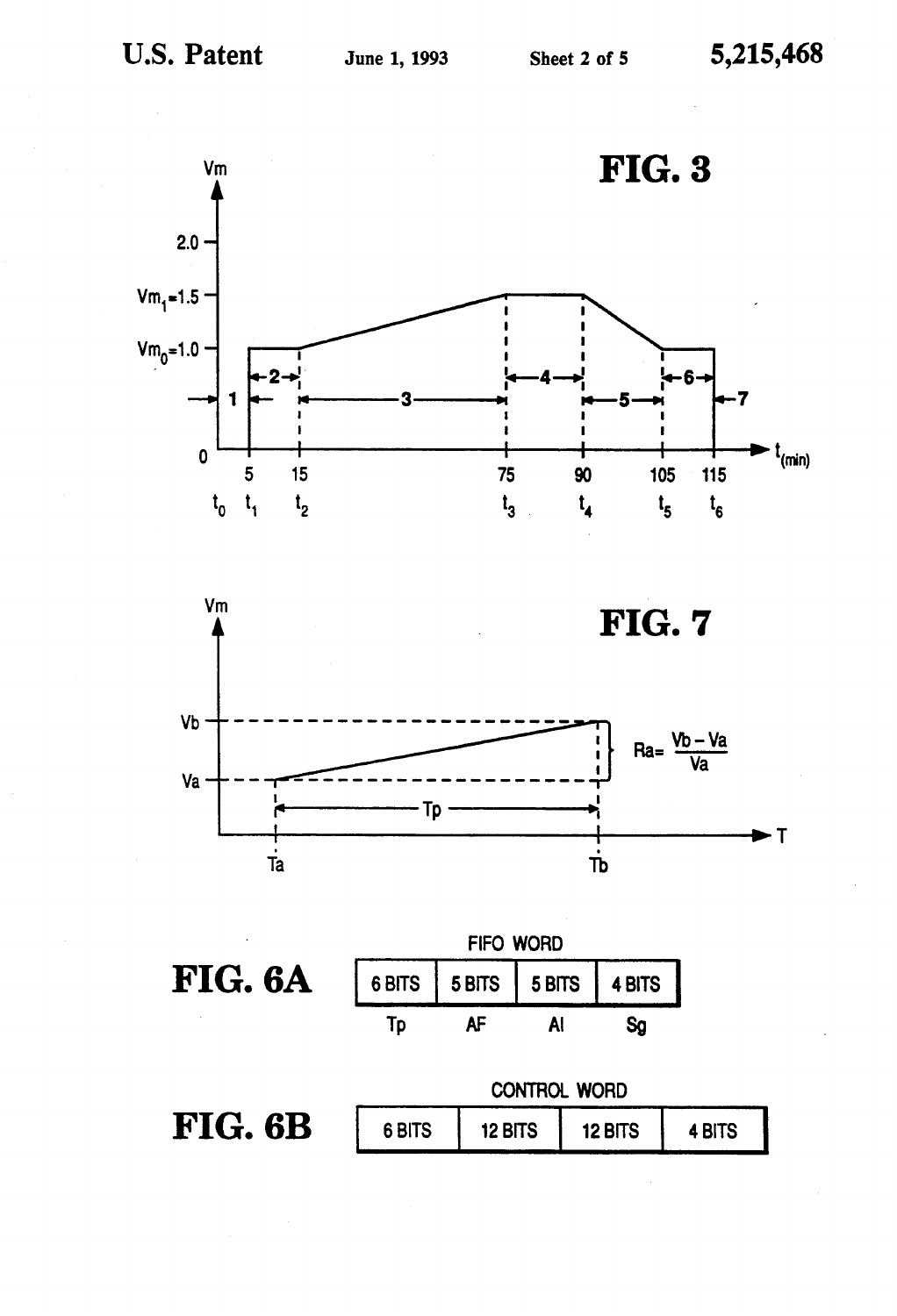# FIG. 3

$Vm$

2.0

$Vm_1=1.5$

$Vm_0=1.0$

0

1, 2, 3, 4, 5, 6, 7

5, 15, 75, 90, 105, 115 $t_{(min)}$

$t_0$ $t_1$ $t_2$ $t_3$ $t_4$ $t_5$ $t_6$

# FIG. 7

$Vm$

$Vb$

$Va$

$Ra = \frac{Vb - Va}{Va}$

$Tp$

$Ta$ $Tb$ $T$

# FIG. 6A

FIFO WORD

| 6 BITS | 5 BITS | 5 BITS | 4 BITS |
|---|---|---|---|
| Tp | AF | AI | Sg |

# FIG. 6B

CONTROL WORD

| 6 BITS | 12 BITS | 12 BITS | 4 BITS |
|---|---|---|---|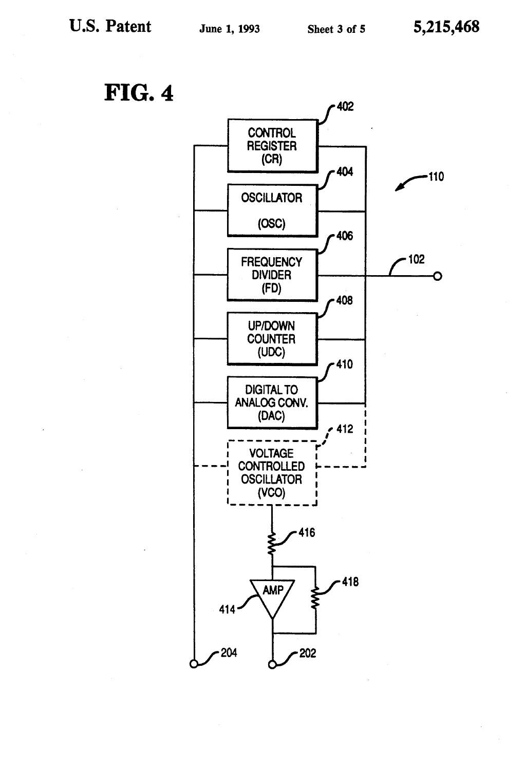**FIG. 4**

CONTROL REGISTER (CR) 402

OSCILLATOR (OSC) 404

FREQUENCY DIVIDER (FD) 406

UP/DOWN COUNTER (UDC) 408

DIGITAL TO ANALOG CONV. (DAC) 410

VOLTAGE CONTROLLED OSCILLATOR (VCO) 412

AMP 414

416

418

110

102

204

202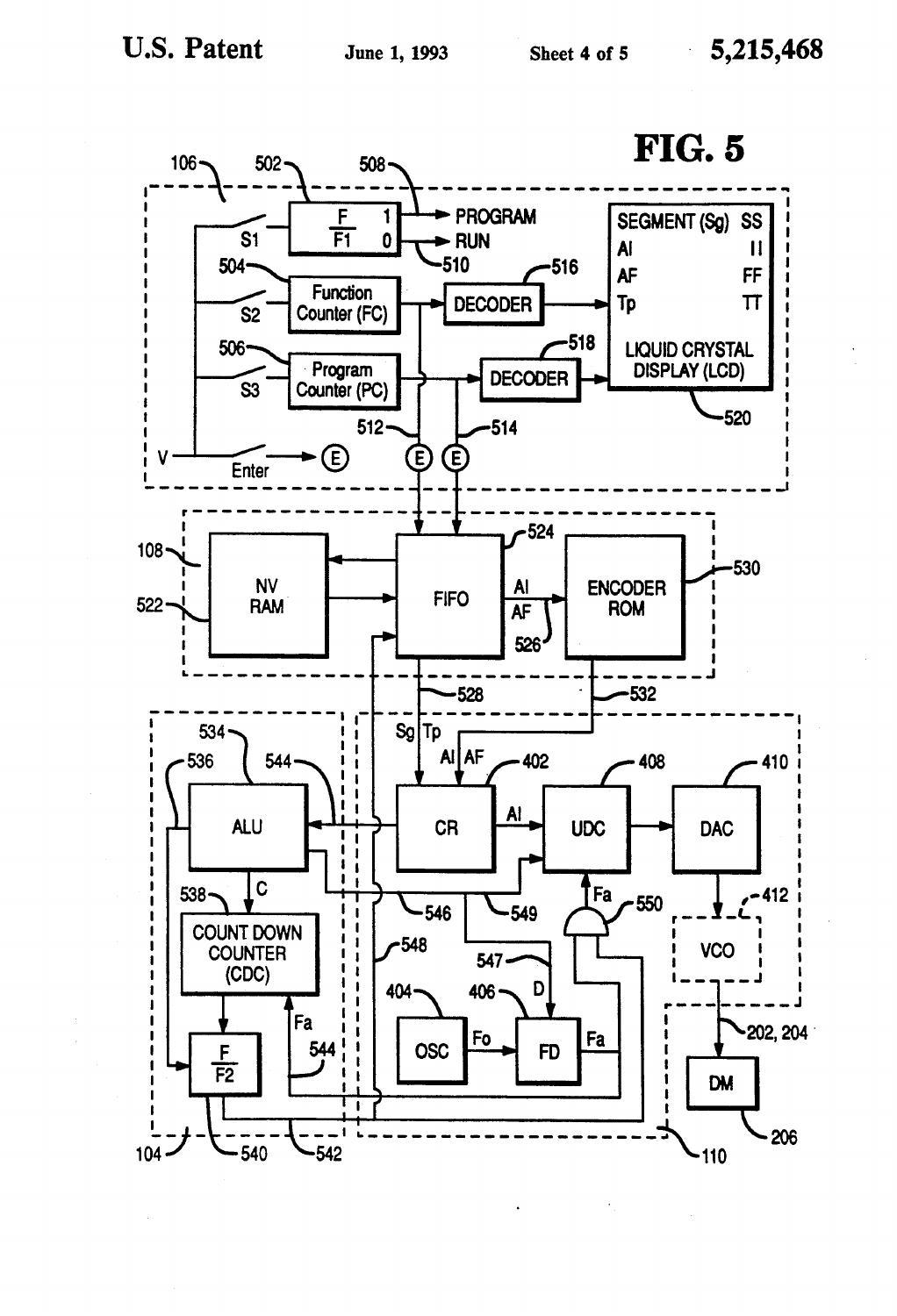**FIG. 5**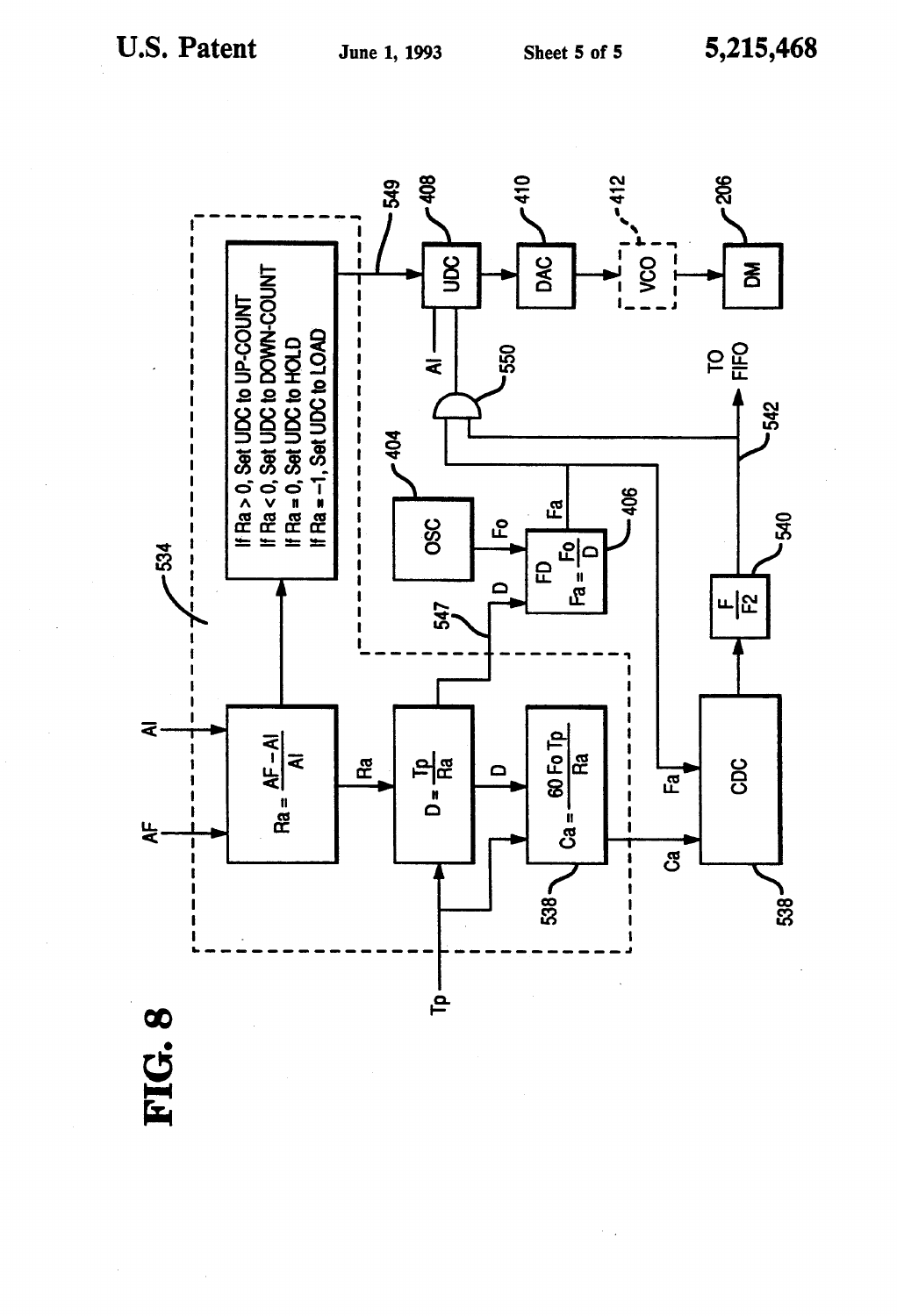**FIG. 8**

534

- If Ra > 0, Set UDC to UP-COUNT
- If Ra < 0, Set UDC to DOWN-COUNT
- If Ra = 0, Set UDC to HOLD
- If Ra = −1, Set UDC to LOAD

AF, AI

$Ra = \frac{AF - AI}{AI}$

Ra

$D = \frac{Tp}{Ra}$

Tp

D

$Ca = \frac{60\ Fo\ Tp}{Ra}$

538

Ca

CDC

538

Fa

$\frac{F}{F2}$

540

542

TO FIFO

OSC

404

Fo

D

547

FD

$Fa = \frac{Fo}{D}$

406

Fa

550

AI

549

UDC

408

DAC

410

VCO

412

DM

206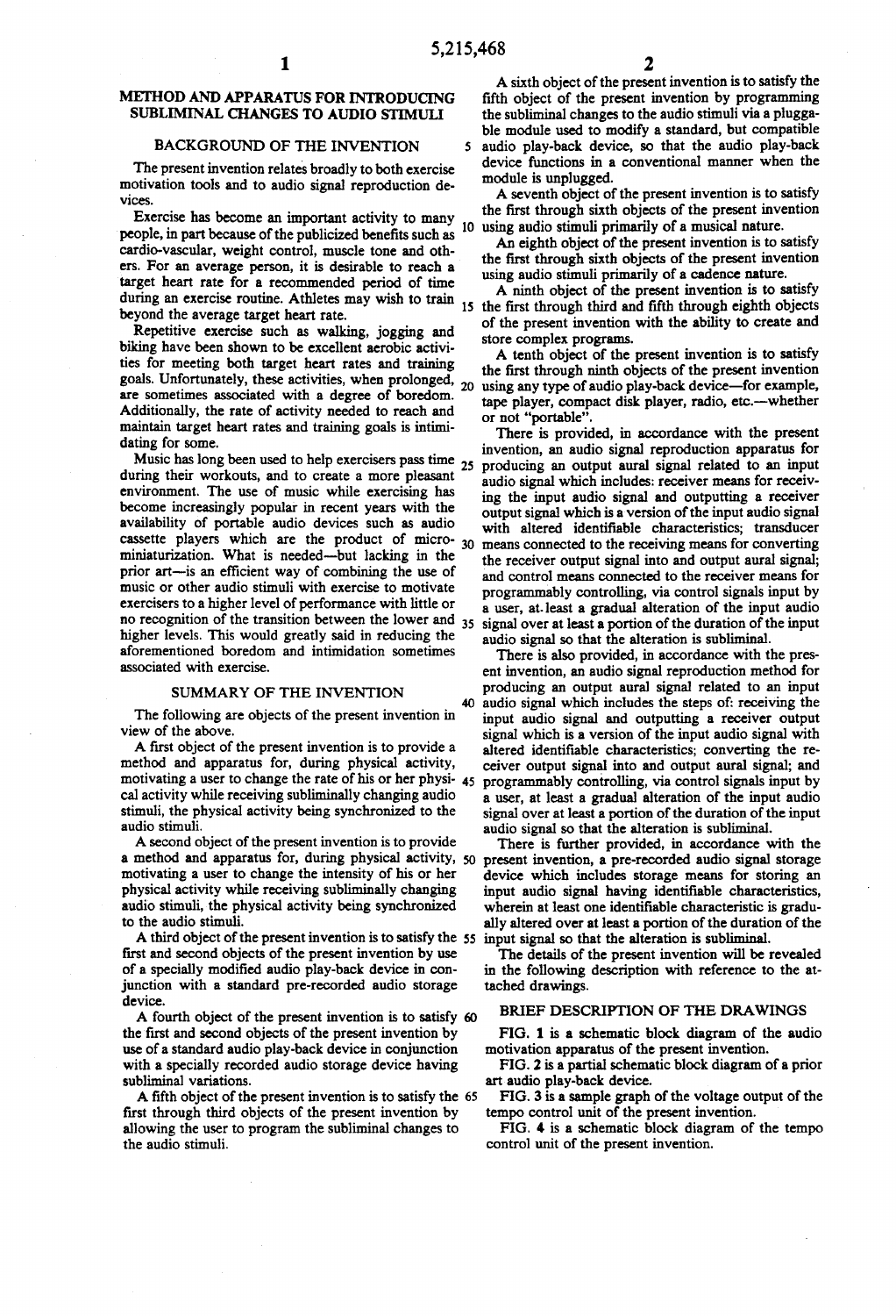# METHOD AND APPARATUS FOR INTRODUCING SUBLIMINAL CHANGES TO AUDIO STIMULI

## BACKGROUND OF THE INVENTION

The present invention relates broadly to both exercise motivation tools and to audio signal reproduction devices.

Exercise has become an important activity to many people, in part because of the publicized benefits such as cardio-vascular, weight control, muscle tone and others. For an average person, it is desirable to reach a target heart rate for a recommended period of time during an exercise routine. Athletes may wish to train beyond the average target heart rate.

Repetitive exercise such as walking, jogging and biking have been shown to be excellent aerobic activities for meeting both target heart rates and training goals. Unfortunately, these activities, when prolonged, are sometimes associated with a degree of boredom. Additionally, the rate of activity needed to reach and maintain target heart rates and training goals is intimidating for some.

Music has long been used to help exercisers pass time during their workouts, and to create a more pleasant environment. The use of music while exercising has become increasingly popular in recent years with the availability of portable audio devices such as audio cassette players which are the product of micro-miniaturization. What is needed—but lacking in the prior art—is an efficient way of combining the use of music or other audio stimuli with exercise to motivate exercisers to a higher level of performance with little or no recognition of the transition between the lower and higher levels. This would greatly said in reducing the aforementioned boredom and intimidation sometimes associated with exercise.

## SUMMARY OF THE INVENTION

The following are objects of the present invention in view of the above.

A first object of the present invention is to provide a method and apparatus for, during physical activity, motivating a user to change the rate of his or her physical activity while receiving subliminally changing audio stimuli, the physical activity being synchronized to the audio stimuli.

A second object of the present invention is to provide a method and apparatus for, during physical activity, motivating a user to change the intensity of his or her physical activity while receiving subliminally changing audio stimuli, the physical activity being synchronized to the audio stimuli.

A third object of the present invention is to satisfy the first and second objects of the present invention by use of a specially modified audio play-back device in conjunction with a standard pre-recorded audio storage device.

A fourth object of the present invention is to satisfy the first and second objects of the present invention by use of a standard audio play-back device in conjunction with a specially recorded audio storage device having subliminal variations.

A fifth object of the present invention is to satisfy the first through third objects of the present invention by allowing the user to program the subliminal changes to the audio stimuli.

A sixth object of the present invention is to satisfy the fifth object of the present invention by programming the subliminal changes to the audio stimuli via a pluggable module used to modify a standard, but compatible audio play-back device, so that the audio play-back device functions in a conventional manner when the module is unplugged.

A seventh object of the present invention is to satisfy the first through sixth objects of the present invention using audio stimuli primarily of a musical nature.

An eighth object of the present invention is to satisfy the first through sixth objects of the present invention using audio stimuli primarily of a cadence nature.

A ninth object of the present invention is to satisfy the first through third and fifth through eighth objects of the present invention with the ability to create and store complex programs.

A tenth object of the present invention is to satisfy the first through ninth objects of the present invention using any type of audio play-back device—for example, tape player, compact disk player, radio, etc.—whether or not "portable".

There is provided, in accordance with the present invention, an audio signal reproduction apparatus for producing an output aural signal related to an input audio signal which includes: receiver means for receiving the input audio signal and outputting a receiver output signal which is a version of the input audio signal with altered identifiable characteristics; transducer means connected to the receiving means for converting the receiver output signal into and output aural signal; and control means connected to the receiver means for programmably controlling, via control signals input by a user, at least a gradual alteration of the input audio signal over at least a portion of the duration of the input audio signal so that the alteration is subliminal.

There is also provided, in accordance with the present invention, an audio signal reproduction method for producing an output aural signal related to an input audio signal which includes the steps of: receiving the input audio signal and outputting a receiver output signal which is a version of the input audio signal with altered identifiable characteristics; converting the receiver output signal into and output aural signal; and programmably controlling, via control signals input by a user, at least a gradual alteration of the input audio signal over at least a portion of the duration of the input audio signal so that the alteration is subliminal.

There is further provided, in accordance with the present invention, a pre-recorded audio signal storage device which includes storage means for storing an input audio signal having identifiable characteristics, wherein at least one identifiable characteristic is gradually altered over at least a portion of the duration of the input signal so that the alteration is subliminal.

The details of the present invention will be revealed in the following description with reference to the attached drawings.

## BRIEF DESCRIPTION OF THE DRAWINGS

FIG. 1 is a schematic block diagram of the audio motivation apparatus of the present invention.

FIG. 2 is a partial schematic block diagram of a prior art audio play-back device.

FIG. 3 is a sample graph of the voltage output of the tempo control unit of the present invention.

FIG. 4 is a schematic block diagram of the tempo control unit of the present invention.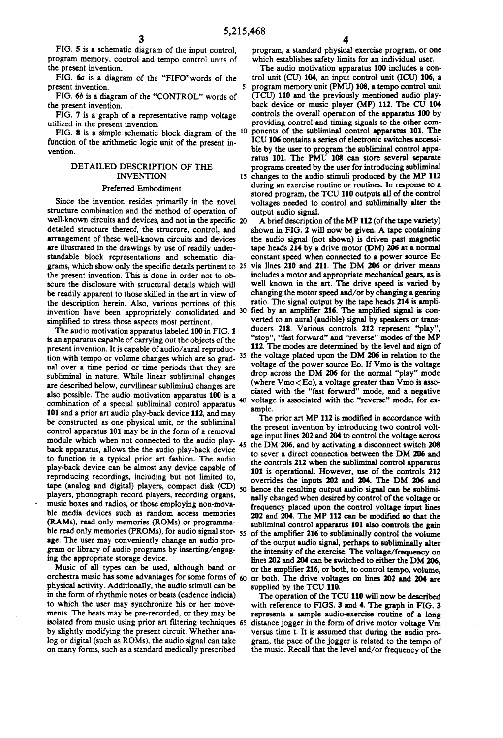FIG. 5 is a schematic diagram of the input control, program memory, control and tempo control units of the present invention.

FIG. 6a is a diagram of the "FIFO"words of the present invention.

FIG. 6b is a diagram of the "CONTROL" words of the present invention.

FIG. 7 is a graph of a representative ramp voltage utilized in the present invention.

FIG. 8 is a simple schematic block diagram of the function of the arithmetic logic unit of the present invention.

## DETAILED DESCRIPTION OF THE INVENTION

### Preferred Embodiment

Since the invention resides primarily in the novel structure combination and the method of operation of well-known circuits and devices, and not in the specific detailed structure thereof, the structure, control, and arrangement of these well-known circuits and devices are illustrated in the drawings by use of readily understandable block representations and schematic diagrams, which show only the specific details pertinent to the present invention. This is done in order not to obscure the disclosure with structural details which will be readily apparent to those skilled in the art in view of the description herein. Also, various portions of this invention have been appropriately consolidated and simplified to stress those aspects most pertinent.

The audio motivation apparatus labeled 100 in FIG. 1 is an apparatus capable of carrying out the objects of the present invention. It is capable of audio/aural reproduction with tempo or volume changes which are so gradual over a time period or time periods that they are subliminal in nature. While linear subliminal changes are described below, curvilinear subliminal changes are also possible. The audio motivation apparatus 100 is a combination of a special subliminal control apparatus 101 and a prior art audio play-back device 112, and may be constructed as one physical unit, or the subliminal control apparatus 101 may be in the form of a removal module which when not connected to the audio playback apparatus, allows the the audio play-back device to function in a typical prior art fashion. The audio play-back device can be almost any device capable of reproducing recordings, including but not limited to, tape (analog and digital) players, compact disk (CD) players, phonograph record players, recording organs, music boxes and radios, or those employing non-movable media devices such as random access memories (RAMs), read only memories (ROMs) or programmable read only memories (PROMs), for audio signal storage. The user may conveniently change an audio program or library of audio programs by inserting/engaging the appropriate storage device.

Music of all types can be used, although band or orchestra music has some advantages for some forms of physical activity. Additionally, the audio stimuli can be in the form of rhythmic notes or beats (cadence indicia) to which the user may synchronize his or her movements. The beats may be pre-recorded, or they may be isolated from music using prior art filtering techniques by slightly modifying the present circuit. Whether analog or digital (such as ROMs), the audio signal can take on many forms, such as a standard medically prescribed program, a standard physical exercise program, or one which establishes safety limits for an individual user.

The audio motivation apparatus 100 includes a control unit (CU) 104, an input control unit (ICU) 106, a program memory unit (PMU) 108, a tempo control unit (TCU) 110 and the previously mentioned audio playback device or music player (MP) 112. The CU 104 controls the overall operation of the apparatus 100 by providing control and timing signals to the other components of the subliminal control apparatus 101. The ICU 106 contains a series of electronic switches accessible by the user to program the subliminal control apparatus 101. The PMU 108 can store several separate programs created by the user for introducing subliminal changes to the audio stimuli produced by the MP 112 during an exercise routine or routines. In response to a stored program, the TCU 110 outputs all of the control voltages needed to control and subliminally alter the output audio signal.

A brief description of the MP 112 (of the tape variety) shown in FIG. 2 will now be given. A tape containing the audio signal (not shown) is driven past magnetic tape heads 214 by a drive motor (DM) 206 at a normal constant speed when connected to a power source Eo via lines 210 and 211. The DM 206 or driver means includes a motor and appropriate mechanical gears, as is well known in the art. The drive speed is varied by changing the motor speed and/or by changing a gearing ratio. The signal output by the tape heads 214 is amplified by an amplifier 216. The amplified signal is converted to an aural (audible) signal by speakers or transducers 218. Various controls 212 represent "play", "stop", "fast forward" and "reverse" modes of the MP 112. The modes are determined by the level and sign of the voltage placed upon the DM 206 in relation to the voltage of the power source Eo. If Vmo is the voltage drop across the DM 206 for the normal "play" mode (where Vmo<Eo), a voltage greater than Vmo is associated with the "fast forward" mode, and a negative voltage is associated with the "reverse" mode, for example.

The prior art MP 112 is modified in accordance with the present invention by introducing two control voltage input lines 202 and 204 to control the voltage across the DM 206, and by activating a disconnect switch 208 to sever a direct connection between the DM 206 and the controls 212 when the subliminal control apparatus 101 is operational. However, use of the controls 212 overrides the inputs 202 and 204. The DM 206 and hence the resulting output audio signal can be subliminally changed when desired by control of the voltage or frequency placed upon the control voltage input lines 202 and 204. The MP 112 can be modified so that the subliminal control apparatus 101 also controls the gain of the amplifier 216 to subliminally control the volume of the output audio signal, perhaps to subliminally alter the intensity of the exercise. The voltage/frequency on lines 202 and 204 can be switched to either the DM 206, or the amplifier 216, or both, to control tempo, volume, or both. The drive voltages on lines 202 and 204 are supplied by the TCU 110.

The operation of the TCU 110 will now be described with reference to FIGS. 3 and 4. The graph in FIG. 3 represents a sample audio-exercise routine of a long distance jogger in the form of drive motor voltage Vm versus time t. It is assumed that during the audio program, the pace of the jogger is related to the tempo of the music. Recall that the level and/or frequency of the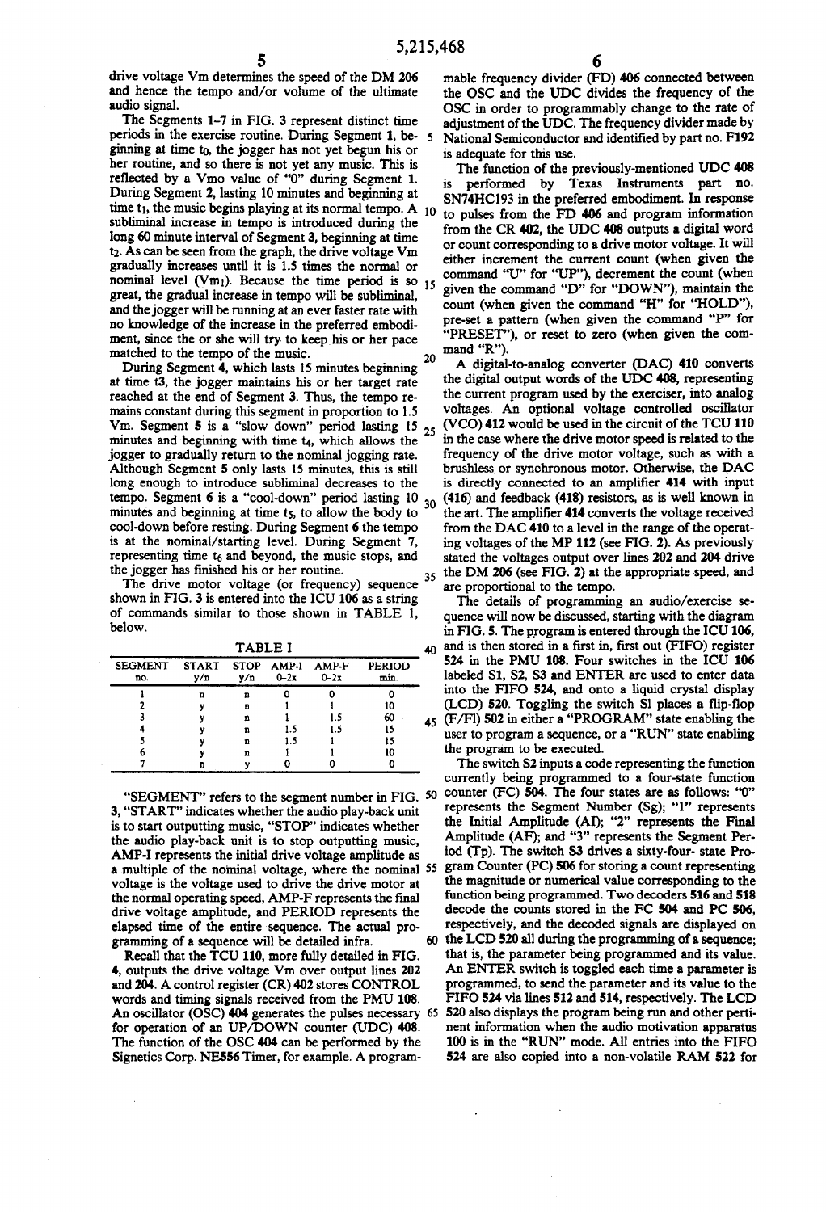drive voltage Vm determines the speed of the DM 206 and hence the tempo and/or volume of the ultimate audio signal.

The Segments 1-7 in FIG. 3 represent distinct time periods in the exercise routine. During Segment 1, beginning at time $t_0$, the jogger has not yet begun his or her routine, and so there is not yet any music. This is reflected by a Vmo value of "0" during Segment 1. During Segment 2, lasting 10 minutes and beginning at time $t_1$, the music begins playing at its normal tempo. A subliminal increase in tempo is introduced during the long 60 minute interval of Segment 3, beginning at time $t_2$. As can be seen from the graph, the drive voltage Vm gradually increases until it is 1.5 times the normal or nominal level ($Vm_1$). Because the time period is so great, the gradual increase in tempo will be subliminal, and the jogger will be running at an ever faster rate with no knowledge of the increase in the preferred embodiment, since the or she will try to keep his or her pace matched to the tempo of the music.

During Segment 4, which lasts 15 minutes beginning at time t3, the jogger maintains his or her target rate reached at the end of Segment 3. Thus, the tempo remains constant during this segment in proportion to 1.5 Vm. Segment 5 is a "slow down" period lasting 15 minutes and beginning with time $t_4$, which allows the jogger to gradually return to the nominal jogging rate. Although Segment 5 only lasts 15 minutes, this is still long enough to introduce subliminal decreases to the tempo. Segment 6 is a "cool-down" period lasting 10 minutes and beginning at time $t_5$, to allow the body to cool-down before resting. During Segment 6 the tempo is at the nominal/starting level. During Segment 7, representing time $t_6$ and beyond, the music stops, and the jogger has finished his or her routine.

The drive motor voltage (or frequency) sequence shown in FIG. 3 is entered into the ICU 106 as a string of commands similar to those shown in TABLE 1, below.

TABLE I

| SEGMENT no. | START y/n | STOP y/n | AMP-I 0-2x | AMP-F 0-2x | PERIOD min. |
|---|---|---|---|---|---|
| 1 | n | n | 0 | 0 | 0 |
| 2 | y | n | 1 | 1 | 10 |
| 3 | y | n | 1 | 1.5 | 60 |
| 4 | y | n | 1.5 | 1.5 | 15 |
| 5 | y | n | 1.5 | 1 | 15 |
| 6 | y | n | 1 | 1 | 10 |
| 7 | n | y | 0 | 0 | 0 |

"SEGMENT" refers to the segment number in FIG. 3, "START" indicates whether the audio play-back unit is to start outputting music, "STOP" indicates whether the audio play-back unit is to stop outputting music, AMP-I represents the initial drive voltage amplitude as a multiple of the nominal voltage, where the nominal voltage is the voltage used to drive the drive motor at the normal operating speed, AMP-F represents the final drive voltage amplitude, and PERIOD represents the elapsed time of the entire sequence. The actual programming of a sequence will be detailed infra.

Recall that the TCU 110, more fully detailed in FIG. 4, outputs the drive voltage Vm over output lines 202 and 204. A control register (CR) 402 stores CONTROL words and timing signals received from the PMU 108. An oscillator (OSC) 404 generates the pulses necessary for operation of an UP/DOWN counter (UDC) 408. The function of the OSC 404 can be performed by the Signetics Corp. NE556 Timer, for example. A programmable frequency divider (FD) 406 connected between the OSC and the UDC divides the frequency of the OSC in order to programmably change to the rate of adjustment of the UDC. The frequency divider made by National Semiconductor and identified by part no. F192 is adequate for this use.

The function of the previously-mentioned UDC 408 is performed by Texas Instruments part no. SN74HC193 in the preferred embodiment. In response to pulses from the FD 406 and program information from the CR 402, the UDC 408 outputs a digital word or count corresponding to a drive motor voltage. It will either increment the current count (when given the command "U" for "UP"), decrement the count (when given the command "D" for "DOWN"), maintain the count (when given the command "H" for "HOLD"), pre-set a pattern (when given the command "P" for "PRESET"), or reset to zero (when given the command "R").

A digital-to-analog converter (DAC) 410 converts the digital output words of the UDC 408, representing the current program used by the exerciser, into analog voltages. An optional voltage controlled oscillator (VCO) 412 would be used in the circuit of the TCU 110 in the case where the drive motor speed is related to the frequency of the drive motor voltage, such as with a brushless or synchronous motor. Otherwise, the DAC is directly connected to an amplifier 414 with input (416) and feedback (418) resistors, as is well known in the art. The amplifier 414 converts the voltage received from the DAC 410 to a level in the range of the operating voltages of the MP 112 (see FIG. 2). As previously stated the voltages output over lines 202 and 204 drive the DM 206 (see FIG. 2) at the appropriate speed, and are proportional to the tempo.

The details of programming an audio/exercise sequence will now be discussed, starting with the diagram in FIG. 5. The program is entered through the ICU 106, and is then stored in a first in, first out (FIFO) register 524 in the PMU 108. Four switches in the ICU 106 labeled S1, S2, S3 and ENTER are used to enter data into the FIFO 524, and onto a liquid crystal display (LCD) 520. Toggling the switch Sl places a flip-flop (F/Fl) 502 in either a "PROGRAM" state enabling the user to program a sequence, or a "RUN" state enabling the program to be executed.

The switch S2 inputs a code representing the function currently being programmed to a four-state function counter (FC) 504. The four states are as follows: "0" represents the Segment Number (Sg); "1" represents the Initial Amplitude (AI); "2" represents the Final Amplitude (AF); and "3" represents the Segment Period (Tp). The switch S3 drives a sixty-four- state Program Counter (PC) 506 for storing a count representing the magnitude or numerical value corresponding to the function being programmed. Two decoders 516 and 518 decode the counts stored in the FC 504 and PC 506, respectively, and the decoded signals are displayed on the LCD 520 all during the programming of a sequence; that is, the parameter being programmed and its value. An ENTER switch is toggled each time a parameter is programmed, to send the parameter and its value to the FIFO 524 via lines 512 and 514, respectively. The LCD 520 also displays the program being run and other pertinent information when the audio motivation apparatus 100 is in the "RUN" mode. All entries into the FIFO 524 are also copied into a non-volatile RAM 522 for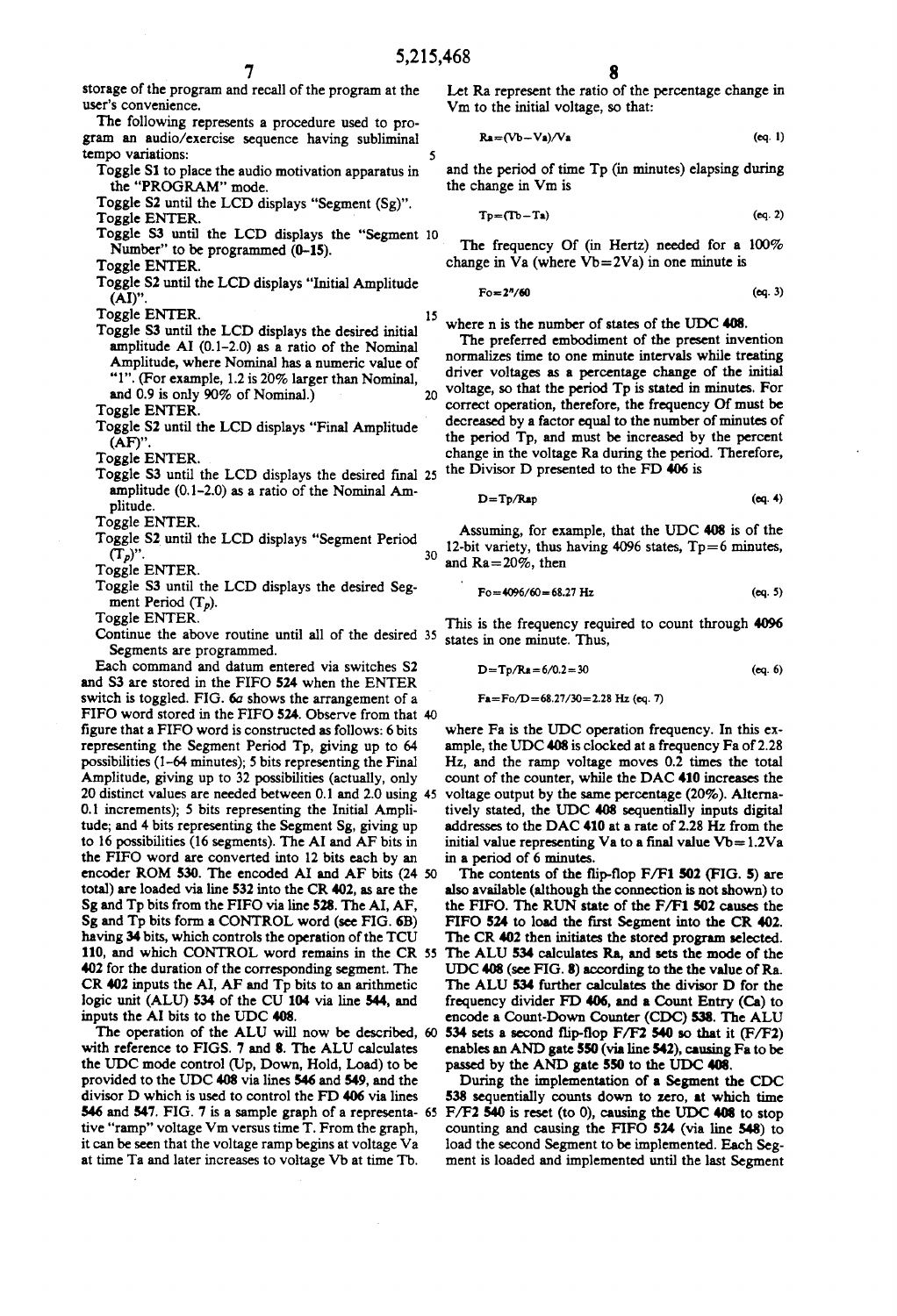storage of the program and recall of the program at the user's convenience.

The following represents a procedure used to program an audio/exercise sequence having subliminal tempo variations:

- Toggle S1 to place the audio motivation apparatus in the "PROGRAM" mode.
- Toggle S2 until the LCD displays "Segment (Sg)".
- Toggle ENTER.
- Toggle S3 until the LCD displays the "Segment Number" to be programmed (0–15).
- Toggle ENTER.
- Toggle S2 until the LCD displays "Initial Amplitude (AI)".
- Toggle ENTER.
- Toggle S3 until the LCD displays the desired initial amplitude AI (0.1–2.0) as a ratio of the Nominal Amplitude, where Nominal has a numeric value of "1". (For example, 1.2 is 20% larger than Nominal, and 0.9 is only 90% of Nominal.)
- Toggle ENTER.
- Toggle S2 until the LCD displays "Final Amplitude (AF)".
- Toggle ENTER.
- Toggle S3 until the LCD displays the desired final amplitude (0.1–2.0) as a ratio of the Nominal Amplitude.
- Toggle ENTER.
- Toggle S2 until the LCD displays "Segment Period ($T_p$)".
- Toggle ENTER.
- Toggle S3 until the LCD displays the desired Segment Period ($T_p$).
- Toggle ENTER.
- Continue the above routine until all of the desired Segments are programmed.

Each command and datum entered via switches S2 and S3 are stored in the FIFO 524 when the ENTER switch is toggled. FIG. 6a shows the arrangement of a FIFO word stored in the FIFO 524. Observe from that figure that a FIFO word is constructed as follows: 6 bits representing the Segment Period Tp, giving up to 64 possibilities (1–64 minutes); 5 bits representing the Final Amplitude, giving up to 32 possibilities (actually, only 20 distinct values are needed between 0.1 and 2.0 using 0.1 increments); 5 bits representing the Initial Amplitude; and 4 bits representing the Segment Sg, giving up to 16 possibilities (16 segments). The AI and AF bits in the FIFO word are converted into 12 bits each by an encoder ROM 530. The encoded AI and AF bits (24 total) are loaded via line 532 into the CR 402, as are the Sg and Tp bits from the FIFO via line 528. The AI, AF, Sg and Tp bits form a CONTROL word (see FIG. 6B) having 34 bits, which controls the operation of the TCU 110, and which CONTROL word remains in the CR 402 for the duration of the corresponding segment. The CR 402 inputs the AI, AF and Tp bits to an arithmetic logic unit (ALU) 534 of the CU 104 via line 544, and inputs the AI bits to the UDC 408.

The operation of the ALU will now be described, with reference to FIGS. 7 and 8. The ALU calculates the UDC mode control (Up, Down, Hold, Load) to be provided to the UDC 408 via lines 546 and 549, and the divisor D which is used to control the FD 406 via lines 546 and 547. FIG. 7 is a sample graph of a representative "ramp" voltage Vm versus time T. From the graph, it can be seen that the voltage ramp begins at voltage Va at time Ta and later increases to voltage Vb at time Tb.

Let Ra represent the ratio of the percentage change in Vm to the initial voltage, so that:

$$Ra=(Vb-Va)/Va \quad \text{(eq. 1)}$$

and the period of time Tp (in minutes) elapsing during the change in Vm is

$$Tp=(Tb-Ta) \quad \text{(eq. 2)}$$

The frequency Of (in Hertz) needed for a 100% change in Va (where Vb=2Va) in one minute is

$$Fo=2^n/60 \quad \text{(eq. 3)}$$

where n is the number of states of the UDC 408.

The preferred embodiment of the present invention normalizes time to one minute intervals while treating driver voltages as a percentage change of the initial voltage, so that the period Tp is stated in minutes. For correct operation, therefore, the frequency Of must be decreased by a factor equal to the number of minutes of the period Tp, and must be increased by the percent change in the voltage Ra during the period. Therefore, the Divisor D presented to the FD 406 is

$$D=Tp/Rap \quad \text{(eq. 4)}$$

Assuming, for example, that the UDC 408 is of the 12-bit variety, thus having 4096 states, Tp=6 minutes, and Ra=20%, then

$$Fo=4096/60=68.27 \text{ Hz} \quad \text{(eq. 5)}$$

This is the frequency required to count through 4096 states in one minute. Thus,

$$D=Tp/Ra=6/0.2=30 \quad \text{(eq. 6)}$$

$$Fa=Fo/D=68.27/30=2.28 \text{ Hz} \quad \text{(eq. 7)}$$

where Fa is the UDC operation frequency. In this example, the UDC 408 is clocked at a frequency Fa of 2.28 Hz, and the ramp voltage moves 0.2 times the total count of the counter, while the DAC 410 increases the voltage output by the same percentage (20%). Alternatively stated, the UDC 408 sequentially inputs digital addresses to the DAC 410 at a rate of 2.28 Hz from the initial value representing Va to a final value Vb=1.2Va in a period of 6 minutes.

The contents of the flip-flop F/F1 502 (FIG. 5) are also available (although the connection is not shown) to the FIFO. The RUN state of the F/F1 502 causes the FIFO 524 to load the first Segment into the CR 402. The CR 402 then initiates the stored program selected. The ALU 534 calculates Ra, and sets the mode of the UDC 408 (see FIG. 8) according to the the value of Ra. The ALU 534 further calculates the divisor D for the frequency divider FD 406, and a Count Entry (Ca) to encode a Count-Down Counter (CDC) 538. The ALU 534 sets a second flip-flop F/F2 540 so that it (F/F2) enables an AND gate 550 (via line 542), causing Fa to be passed by the AND gate 550 to the UDC 408.

During the implementation of a Segment the CDC 538 sequentially counts down to zero, at which time F/F2 540 is reset (to 0), causing the UDC 408 to stop counting and causing the FIFO 524 (via line 548) to load the second Segment to be implemented. Each Segment is loaded and implemented until the last Segment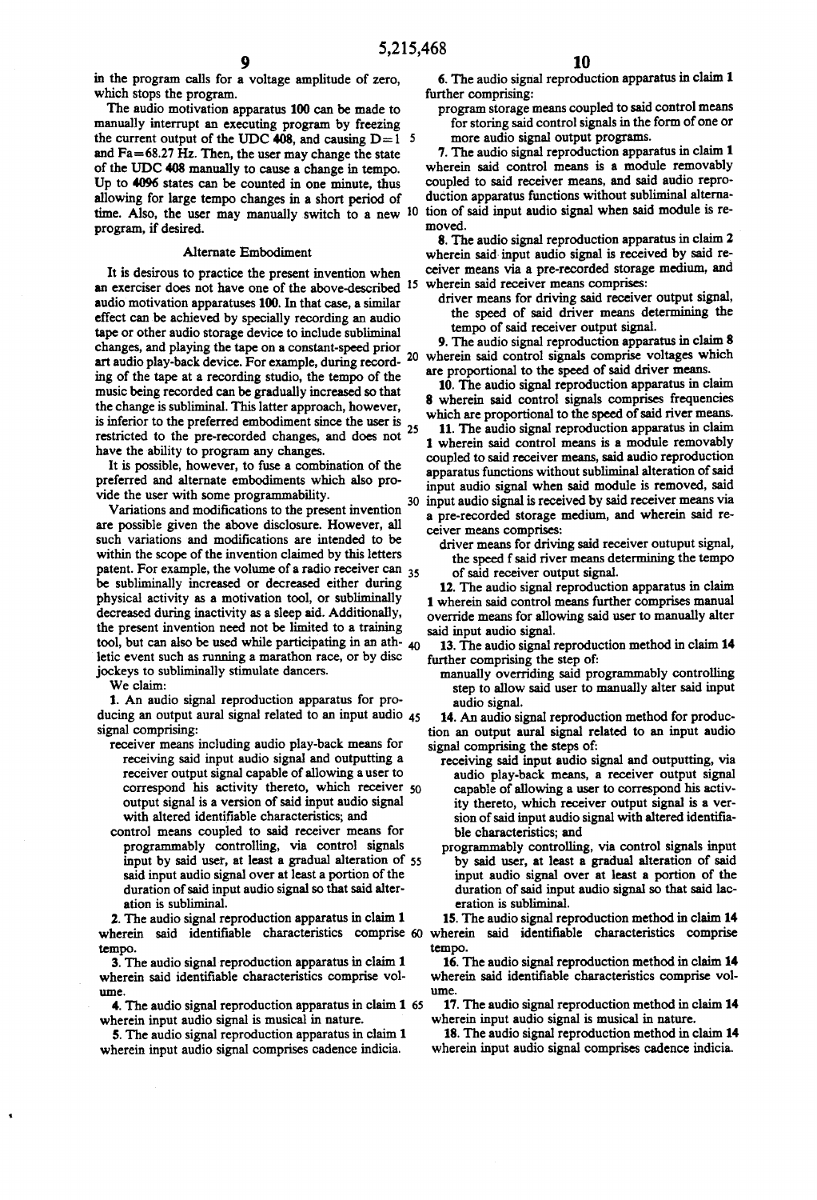in the program calls for a voltage amplitude of zero, which stops the program.

The audio motivation apparatus 100 can be made to manually interrupt an executing program by freezing the current output of the UDC 408, and causing D=1 and Fa=68.27 Hz. Then, the user may change the state of the UDC 408 manually to cause a change in tempo. Up to 4096 states can be counted in one minute, thus allowing for large tempo changes in a short period of time. Also, the user may manually switch to a new program, if desired.

## Alternate Embodiment

It is desirous to practice the present invention when an exerciser does not have one of the above-described audio motivation apparatuses 100. In that case, a similar effect can be achieved by specially recording an audio tape or other audio storage device to include subliminal changes, and playing the tape on a constant-speed prior art audio play-back device. For example, during recording of the tape at a recording studio, the tempo of the music being recorded can be gradually increased so that the change is subliminal. This latter approach, however, is inferior to the preferred embodiment since the user is restricted to the pre-recorded changes, and does not have the ability to program any changes.

It is possible, however, to fuse a combination of the preferred and alternate embodiments which also provide the user with some programmability.

Variations and modifications to the present invention are possible given the above disclosure. However, all such variations and modifications are intended to be within the scope of the invention claimed by this letters patent. For example, the volume of a radio receiver can be subliminally increased or decreased either during physical activity as a motivation tool, or subliminally decreased during inactivity as a sleep aid. Additionally, the present invention need not be limited to a training tool, but can also be used while participating in an athletic event such as running a marathon race, or by disc jockeys to subliminally stimulate dancers.

We claim:

1. An audio signal reproduction apparatus for producing an output aural signal related to an input audio signal comprising:
   - receiver means including audio play-back means for receiving said input audio signal and outputting a receiver output signal capable of allowing a user to correspond his activity thereto, which receiver output signal is a version of said input audio signal with altered identifiable characteristics; and
   - control means coupled to said receiver means for programmably controlling, via control signals input by said user, at least a gradual alteration of said input audio signal over at least a portion of the duration of said input audio signal so that said alteration is subliminal.

2. The audio signal reproduction apparatus in claim 1 wherein said identifiable characteristics comprise tempo.

3. The audio signal reproduction apparatus in claim 1 wherein said identifiable characteristics comprise volume.

4. The audio signal reproduction apparatus in claim 1 wherein input audio signal is musical in nature.

5. The audio signal reproduction apparatus in claim 1 wherein input audio signal comprises cadence indicia.

6. The audio signal reproduction apparatus in claim 1 further comprising:
   - program storage means coupled to said control means for storing said control signals in the form of one or more audio signal output programs.

7. The audio signal reproduction apparatus in claim 1 wherein said control means is a module removably coupled to said receiver means, and said audio reproduction apparatus functions without subliminal alternation of said input audio signal when said module is removed.

8. The audio signal reproduction apparatus in claim 2 wherein said input audio signal is received by said receiver means via a pre-recorded storage medium, and wherein said receiver means comprises:
   - driver means for driving said receiver output signal, the speed of said driver means determining the tempo of said receiver output signal.

9. The audio signal reproduction apparatus in claim 8 wherein said control signals comprise voltages which are proportional to the speed of said driver means.

10. The audio signal reproduction apparatus in claim 8 wherein said control signals comprises frequencies which are proportional to the speed of said river means.

11. The audio signal reproduction apparatus in claim 1 wherein said control means is a module removably coupled to said receiver means, said audio reproduction apparatus functions without subliminal alteration of said input audio signal when said module is removed, said input audio signal is received by said receiver means via a pre-recorded storage medium, and wherein said receiver means comprises:
   - driver means for driving said receiver outoput signal, the speed f said river means determining the tempo of said receiver output signal.

12. The audio signal reproduction apparatus in claim 1 wherein said control means further comprises manual override means for allowing said user to manually alter said input audio signal.

13. The audio signal reproduction method in claim 14 further comprising the step of:
   - manually overriding said programmably controlling step to allow said user to manually alter said input audio signal.

14. An audio signal reproduction method for production an output aural signal related to an input audio signal comprising the steps of:
   - receiving said input audio signal and outputting, via audio play-back means, a receiver output signal capable of allowing a user to correspond his activity thereto, which receiver output signal is a version of said input audio signal with altered identifiable characteristics; and
   - programmably controlling, via control signals input by said user, at least a gradual alteration of said input audio signal over at least a portion of the duration of said input audio signal so that said laceration is subliminal.

15. The audio signal reproduction method in claim 14 wherein said identifiable characteristics comprise tempo.

16. The audio signal reproduction method in claim 14 wherein said identifiable characteristics comprise volume.

17. The audio signal reproduction method in claim 14 wherein input audio signal is musical in nature.

18. The audio signal reproduction method in claim 14 wherein input audio signal comprises cadence indicia.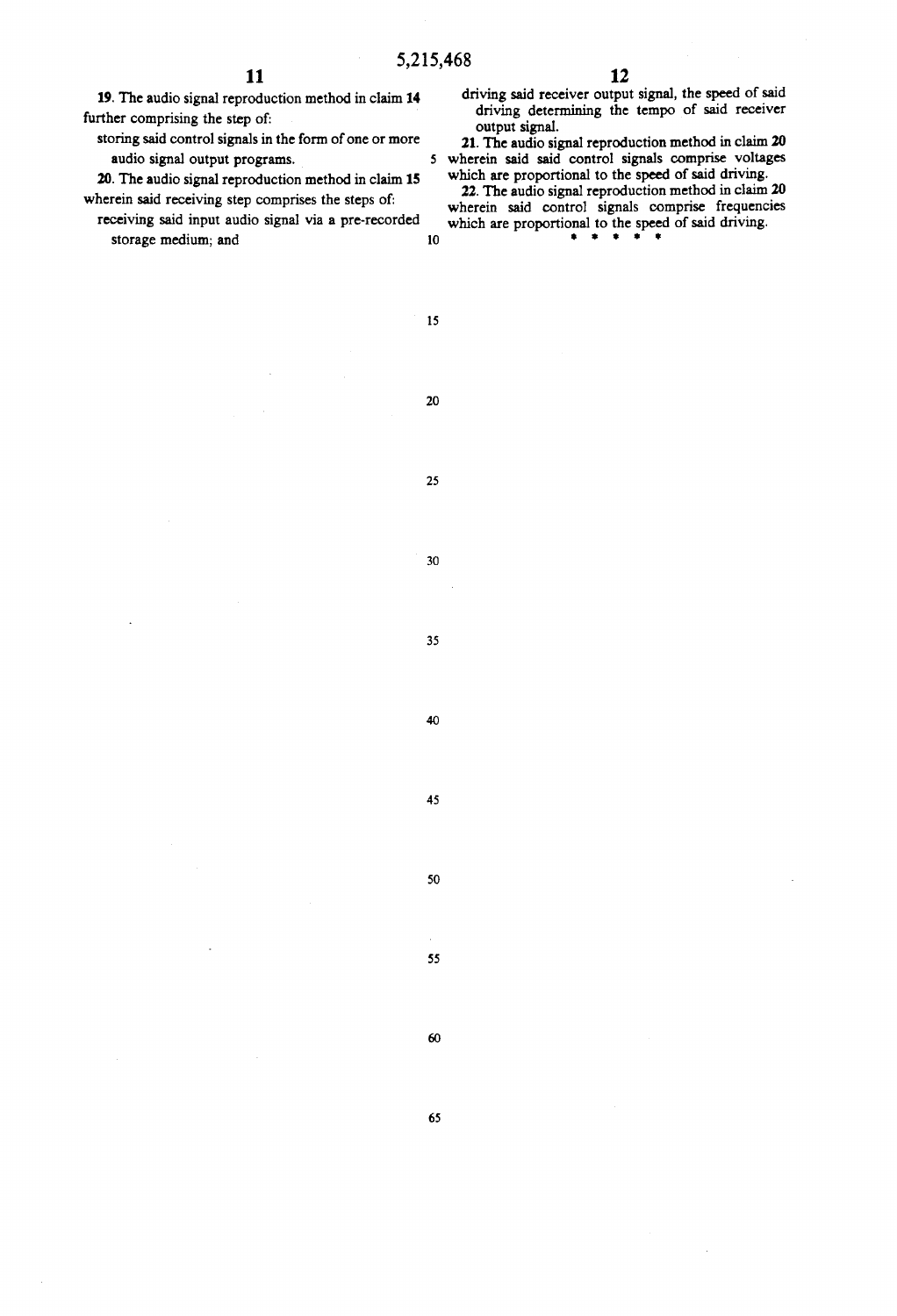**19**. The audio signal reproduction method in claim **14** further comprising the step of:

storing said control signals in the form of one or more audio signal output programs.

**20**. The audio signal reproduction method in claim **15** wherein said receiving step comprises the steps of:

receiving said input audio signal via a pre-recorded storage medium; and

driving said receiver output signal, the speed of said driving determining the tempo of said receiver output signal.

**21**. The audio signal reproduction method in claim **20** wherein said said control signals comprise voltages which are proportional to the speed of said driving.

**22**. The audio signal reproduction method in claim **20** wherein said control signals comprise frequencies which are proportional to the speed of said driving.

* * * * *